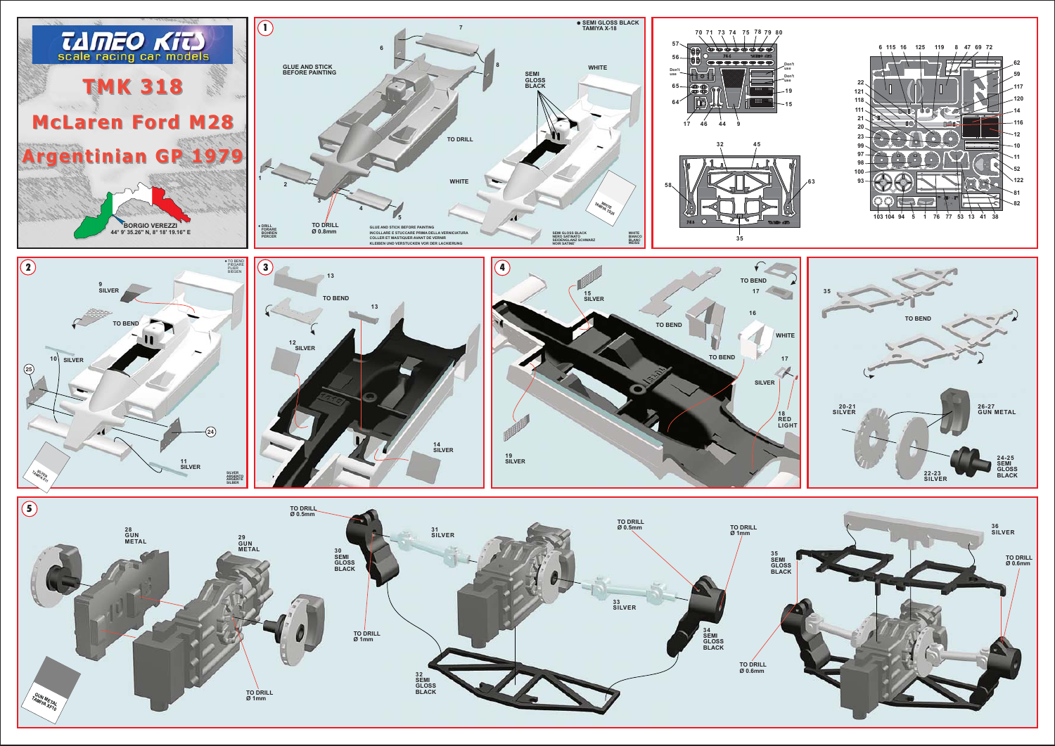# TAMEO KITS

scale racing car models

# TMK 318

# McLaren Ford M28

# Argentinian GP 1979

BORGIO VEREZZI
44° 9' 35.26" N, 8° 18' 19.16" E

## 1

● SEMI GLOSS BLACK TAMIYA X-18

GLUE AND STICK BEFORE PAINTING

SEMI GLOSS BLACK

WHITE

TO DRILL

TO DRILL Ø 0.8mm

● DRILL FORARE BOHREN PERCER

GLUE AND STICK BEFORE PAINTING
INCOLLARE E STUCCARE PRIMA DELLA VERNICIATURA
COLLER ET MASTIQUER AVANT DE VERNIR
KLEBEN UND VERSTUCKEN VOR DER LACKIERUNG

SEMI GLOSS BLACK
NERO SATINATO
SEIDENGLANZ SCHWARZ
NOIR SATINE'

WHITE
BIANCO
BLANC
WEISS

WHITE TAMIYA TS26

Don't use

## 2

● TO BEND PIEGARE PLIER BIEGEN

9 SILVER

TO BEND

10 SILVER

11 SILVER

SILVER
ARGENTO
ARGENTE
SILBER

SILVER TAMIYA X11

## 3

TO BEND

12 SILVER

14 SILVER

## 4

TO BEND

15 SILVER

16 WHITE

17 SILVER

18 RED LIGHT

19 SILVER

35

20-21 SILVER

26-27 GUN METAL

24-25 SEMI GLOSS BLACK

22-23 SILVER

## 5

TO DRILL Ø 0.5mm

28 GUN METAL

29 GUN METAL

30 SEMI GLOSS BLACK

31 SILVER

TO DRILL Ø 1mm

32 SEMI GLOSS BLACK

33 SILVER

34 SEMI GLOSS BLACK

35 SEMI GLOSS BLACK

36 SILVER

TO DRILL Ø 0.6mm

GUN METAL TAMIYA XF56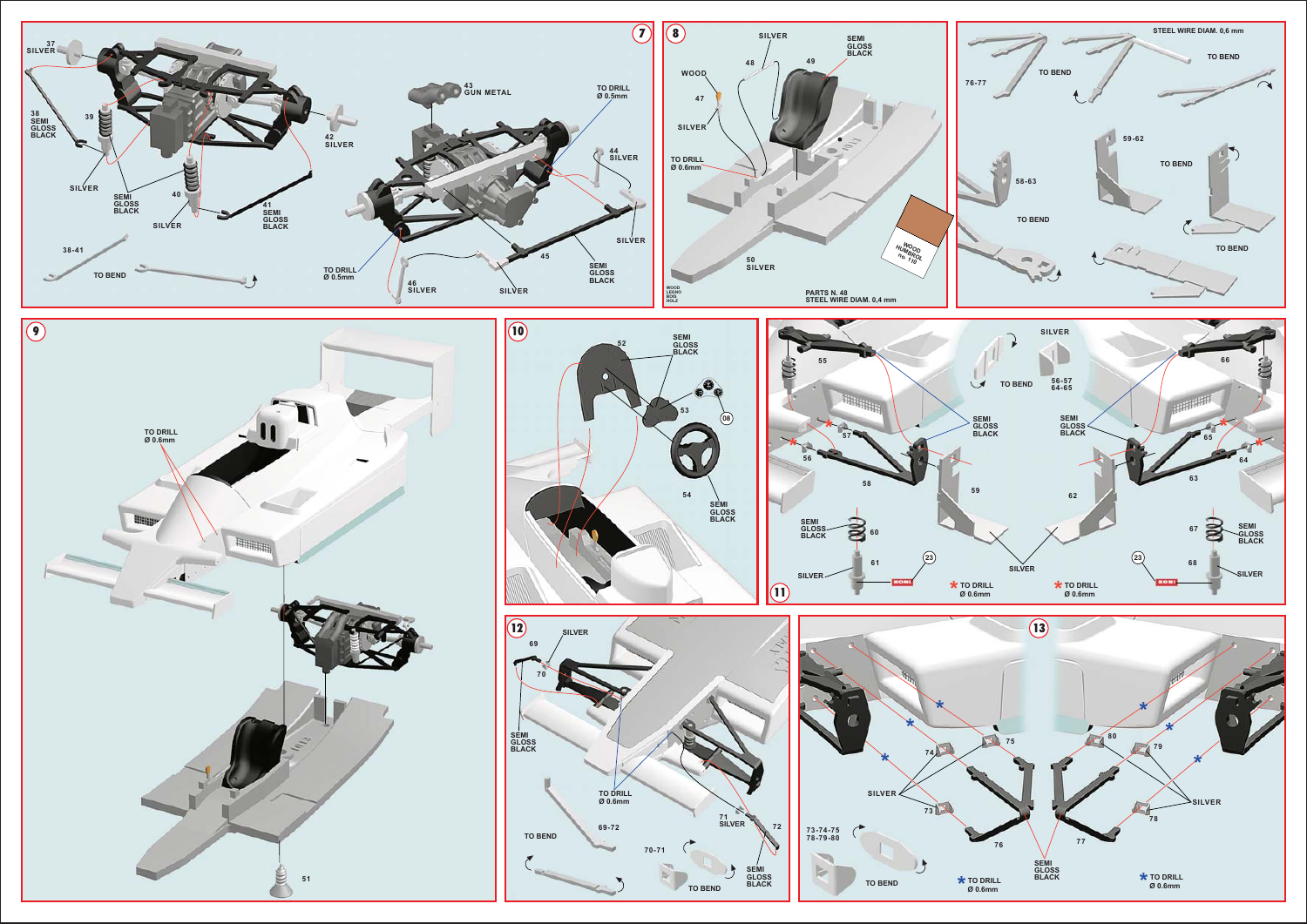## 7

37 SILVER

38 SEMI GLOSS BLACK

39

SILVER

SEMI GLOSS BLACK

40

SILVER

41 SEMI GLOSS BLACK

42 SILVER

38-41

TO BEND

43 GUN METAL

TO DRILL Ø 0.5mm

44 SILVER

SILVER

45

SEMI GLOSS BLACK

TO DRILL Ø 0.5mm

46 SILVER

SILVER

## 8

SILVER

SEMI GLOSS BLACK

48

49

WOOD

47

SILVER

TO DRILL Ø 0.6mm

50 SILVER

WOOD HUMBROL no. 110

WOOD LEGNO BOIS HOLZ

PARTS N. 48 STEEL WIRE DIAM. 0,4 mm

STEEL WIRE DIAM. 0,6 mm

76-77

TO BEND

TO BEND

59-62

58-63

TO BEND

TO BEND

TO BEND

## 9

TO DRILL Ø 0.6mm

51

## 10

52

SEMI GLOSS BLACK

53

08

54

SEMI GLOSS BLACK

## 11

SILVER

55

66

TO BEND

56-57 64-65

SEMI GLOSS BLACK

SEMI GLOSS BLACK

57

65

56

64

58

59

62

63

SEMI GLOSS BLACK

60

67

SEMI GLOSS BLACK

61

23

23

68

SILVER

SILVER

SILVER

KONI

KONI

* TO DRILL Ø 0.6mm

* TO DRILL Ø 0.6mm

## 12

SILVER

69

70

SEMI GLOSS BLACK

TO DRILL Ø 0.6mm

TO BEND

69-72

71 SILVER

72

70-71

SEMI GLOSS BLACK

TO BEND

## 13

75

80

74

79

SILVER

SILVER

73

78

76

77

73-74-75 78-79-80

TO BEND

SEMI GLOSS BLACK

* TO DRILL Ø 0.6mm

* TO DRILL Ø 0.6mm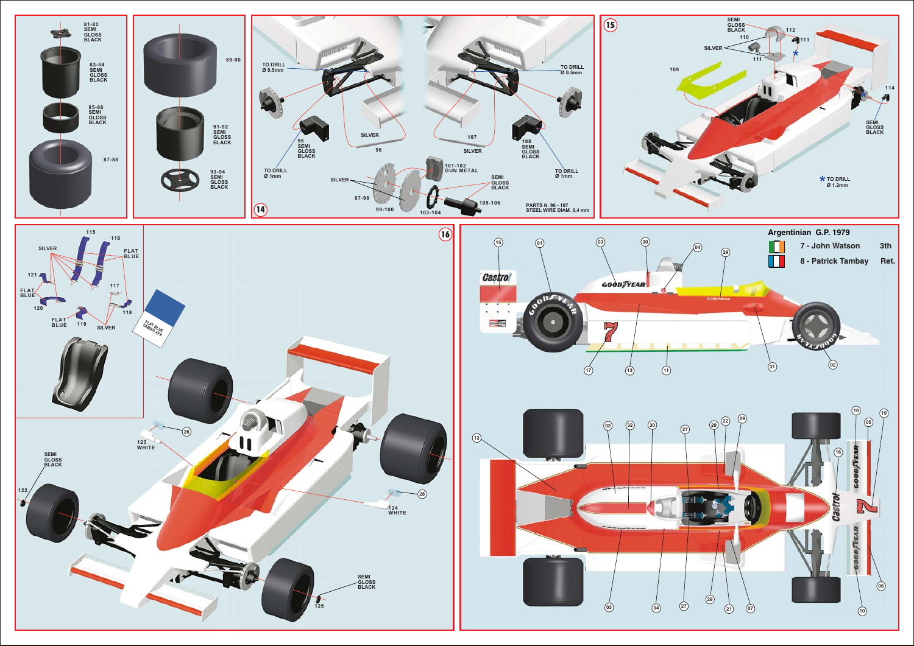81-82 SEMI GLOSS BLACK

83-84 SEMI GLOSS BLACK

85-86 SEMI GLOSS BLACK

87-88

89-90

91-92 SEMI GLOSS BLACK

93-94 SEMI GLOSS BLACK

## 14

TO DRILL Ø 0.5mm

TO DRILL Ø 0.5mm

95 SEMI GLOSS BLACK

TO DRILL Ø 1mm

SILVER

96

107

SILVER

108 SEMI GLOSS BLACK

TO DRILL Ø 1mm

101-102 GUN METAL

SILVER

97-98

99-100

103-104

SEMI GLOSS BLACK

105-106

PARTS N. 96 - 107 STEEL WIRE DIAM. 0,4 mm

## 15

SEMI GLOSS BLACK

112

110

113

SILVER

111

109

114

SEMI GLOSS BLACK

* TO DRILL Ø 1.2mm

## 16

115

116

SILVER

FLAT BLUE

121

117

FLAT BLUE

120

118

FLAT BLUE

119

SILVER

FLAT BLUE TAMIYA XF8

28

123 WHITE

SEMI GLOSS BLACK

122

28

124 WHITE

SEMI GLOSS BLACK

125

**Argentinian G.P. 1979**

| | | |
|---|---|---|
| 7 - John Watson | 3th |
| 8 - Patrick Tambay | Ret. |

15, 01, 03, 30, 04, 29, 17, 13, 11, 31, 02

13, 03, 32, 30, 27, 29, 22, 09, 10, 05, 19, 16, 03, 04, 27, 29, 21, 07, 10, 06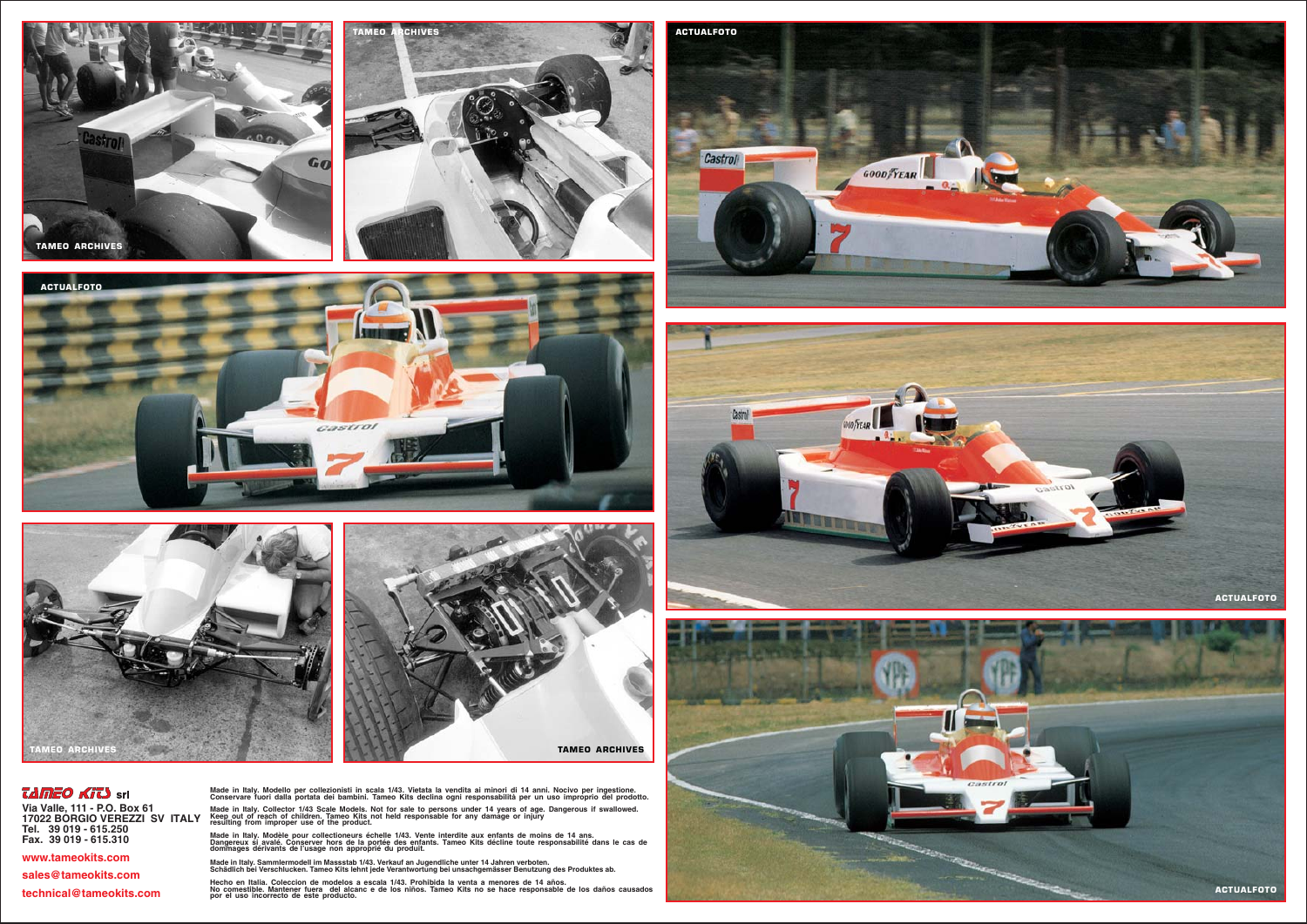TAMEO ARCHIVES

TAMEO ARCHIVES

ACTUALFOTO

ACTUALFOTO

ACTUALFOTO

TAMEO ARCHIVES

TAMEO ARCHIVES

ACTUALFOTO

**TAMEO KITS srl**
Via Valle, 111 - P.O. Box 61
17022 BORGIO VEREZZI SV ITALY
Tel. 39 019 - 615.250
Fax. 39 019 - 615.310

www.tameokits.com

sales@tameokits.com

technical@tameokits.com

Made in Italy. Modello per collezionisti in scala 1/43. Vietata la vendita ai minori di 14 anni. Nocivo per ingestione. Conservare fuori dalla portata dei bambini. Tameo Kits declina ogni responsabilità per un uso improprio del prodotto.

Made in Italy. Collector 1/43 Scale Models. Not for sale to persons under 14 years of age. Dangerous if swallowed. Keep out of reach of children. Tameo Kits not held responsable for any damage or injury resulting from improper use of the product.

Made in Italy. Modèle pour collectioneurs échelle 1/43. Vente interdite aux enfants de moins de 14 ans. Dangereux si avalé. Conserver hors de la portée des enfants. Tameo Kits décline toute responsabilité dans le cas de dommages dérivants de l'usage non approprié du produit.

Made in Italy. Sammlermodell im Masstab 1/43. Verkauf an Jugendliche unter 14 Jahren verboten. Schädlich bei Verschlucken. Tameo Kits lehnt jede Verantwortung bei unsachgemässer Benutzung des Produktes ab.

Hecho en Italia. Coleccion de modelos a escala 1/43. Prohibida la venta a menores de 14 años. No comestible. Mantener fuera del alcanc e de los niños. Tameo Kits no se hace responsable de los daños causados por el uso incorrecto de este producto.